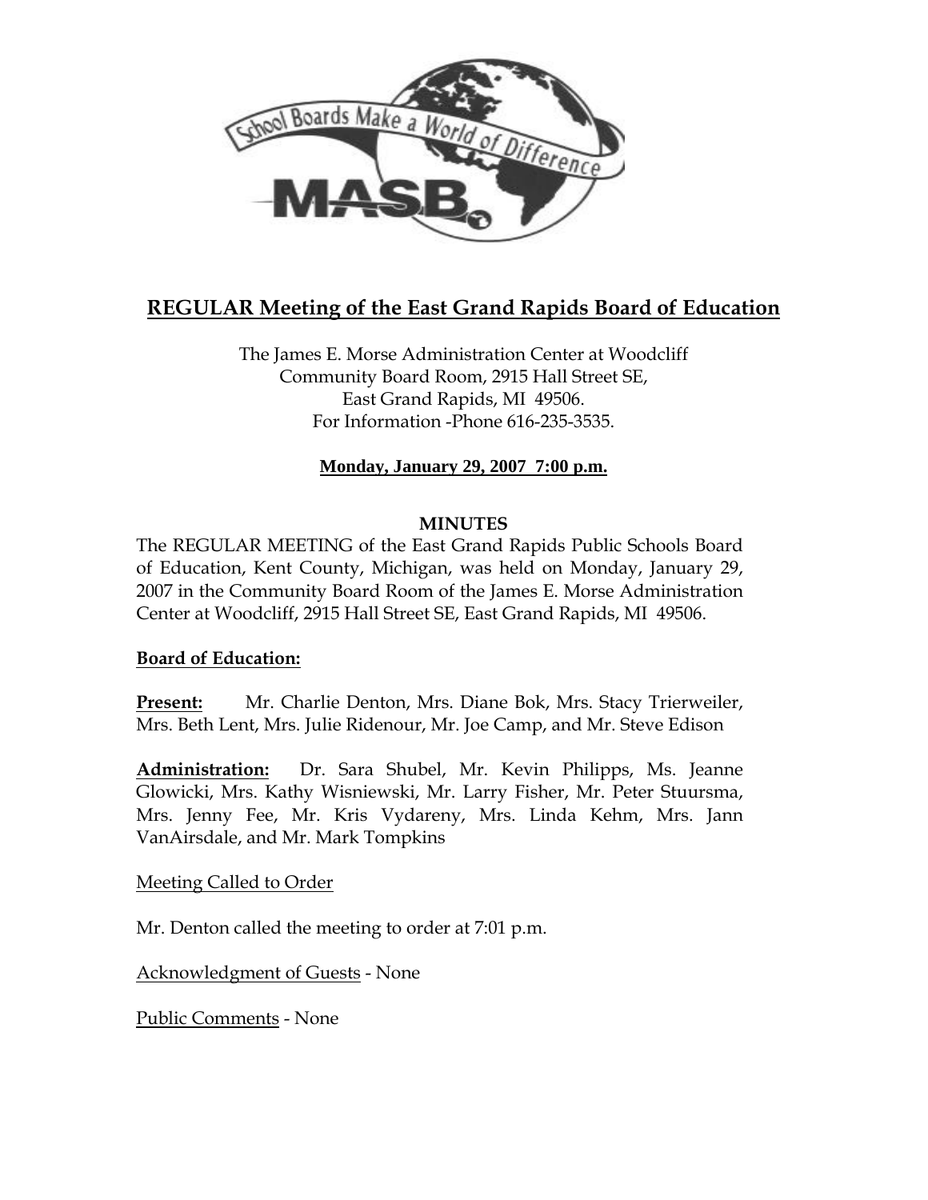# REGULAR Meeting of the East Grand Rapids Board of Education

The James E. Morse Administration Center at Woodcliff
Community Board Room, 2915 Hall Street SE,
East Grand Rapids, MI 49506.
For Information -Phone 616-235-3535.

**Monday, January 29, 2007 7:00 p.m.**

**MINUTES**

The REGULAR MEETING of the East Grand Rapids Public Schools Board of Education, Kent County, Michigan, was held on Monday, January 29, 2007 in the Community Board Room of the James E. Morse Administration Center at Woodcliff, 2915 Hall Street SE, East Grand Rapids, MI 49506.

**Board of Education:**

**Present:** Mr. Charlie Denton, Mrs. Diane Bok, Mrs. Stacy Trierweiler, Mrs. Beth Lent, Mrs. Julie Ridenour, Mr. Joe Camp, and Mr. Steve Edison

**Administration:** Dr. Sara Shubel, Mr. Kevin Philipps, Ms. Jeanne Glowicki, Mrs. Kathy Wisniewski, Mr. Larry Fisher, Mr. Peter Stuursma, Mrs. Jenny Fee, Mr. Kris Vydareny, Mrs. Linda Kehm, Mrs. Jann VanAirsdale, and Mr. Mark Tompkins

Meeting Called to Order

Mr. Denton called the meeting to order at 7:01 p.m.

Acknowledgment of Guests - None

Public Comments - None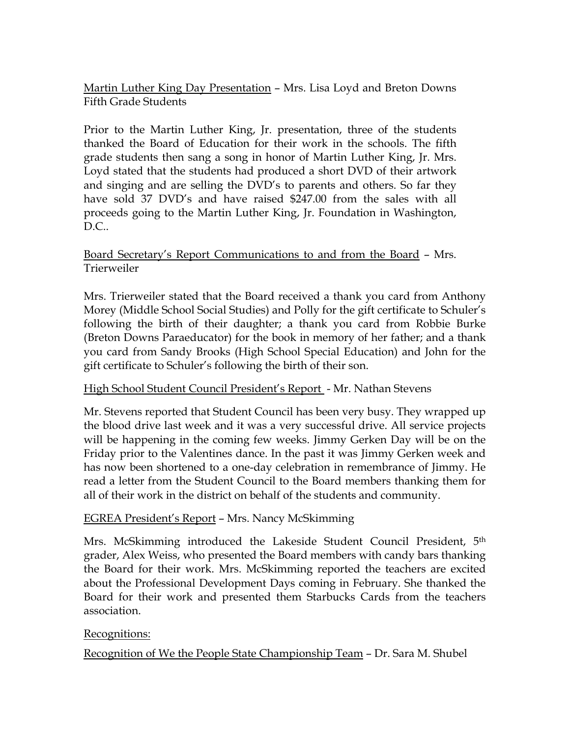Martin Luther King Day Presentation – Mrs. Lisa Loyd and Breton Downs Fifth Grade Students

Prior to the Martin Luther King, Jr. presentation, three of the students thanked the Board of Education for their work in the schools. The fifth grade students then sang a song in honor of Martin Luther King, Jr. Mrs. Loyd stated that the students had produced a short DVD of their artwork and singing and are selling the DVD's to parents and others. So far they have sold 37 DVD's and have raised $247.00 from the sales with all proceeds going to the Martin Luther King, Jr. Foundation in Washington, D.C..

Board Secretary's Report Communications to and from the Board – Mrs. Trierweiler

Mrs. Trierweiler stated that the Board received a thank you card from Anthony Morey (Middle School Social Studies) and Polly for the gift certificate to Schuler's following the birth of their daughter; a thank you card from Robbie Burke (Breton Downs Paraeducator) for the book in memory of her father; and a thank you card from Sandy Brooks (High School Special Education) and John for the gift certificate to Schuler's following the birth of their son.

High School Student Council President's Report - Mr. Nathan Stevens

Mr. Stevens reported that Student Council has been very busy. They wrapped up the blood drive last week and it was a very successful drive. All service projects will be happening in the coming few weeks. Jimmy Gerken Day will be on the Friday prior to the Valentines dance. In the past it was Jimmy Gerken week and has now been shortened to a one-day celebration in remembrance of Jimmy. He read a letter from the Student Council to the Board members thanking them for all of their work in the district on behalf of the students and community.

EGREA President's Report – Mrs. Nancy McSkimming

Mrs. McSkimming introduced the Lakeside Student Council President, 5th grader, Alex Weiss, who presented the Board members with candy bars thanking the Board for their work. Mrs. McSkimming reported the teachers are excited about the Professional Development Days coming in February. She thanked the Board for their work and presented them Starbucks Cards from the teachers association.

Recognitions:

Recognition of We the People State Championship Team – Dr. Sara M. Shubel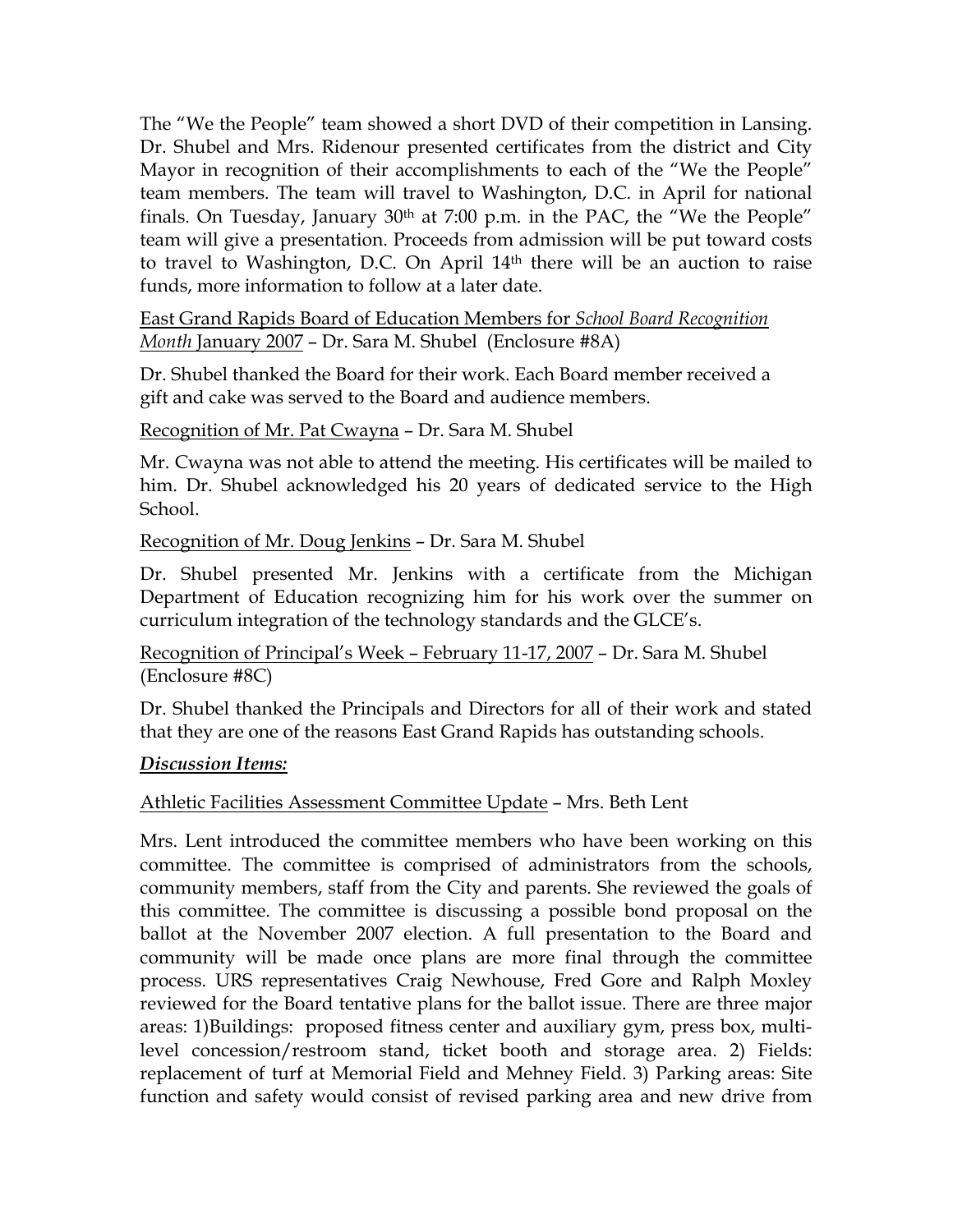The "We the People" team showed a short DVD of their competition in Lansing. Dr. Shubel and Mrs. Ridenour presented certificates from the district and City Mayor in recognition of their accomplishments to each of the "We the People" team members. The team will travel to Washington, D.C. in April for national finals. On Tuesday, January 30th at 7:00 p.m. in the PAC, the "We the People" team will give a presentation. Proceeds from admission will be put toward costs to travel to Washington, D.C. On April 14th there will be an auction to raise funds, more information to follow at a later date.

East Grand Rapids Board of Education Members for *School Board Recognition Month* January 2007 – Dr. Sara M. Shubel (Enclosure #8A)

Dr. Shubel thanked the Board for their work. Each Board member received a gift and cake was served to the Board and audience members.

Recognition of Mr. Pat Cwayna – Dr. Sara M. Shubel

Mr. Cwayna was not able to attend the meeting. His certificates will be mailed to him. Dr. Shubel acknowledged his 20 years of dedicated service to the High School.

Recognition of Mr. Doug Jenkins – Dr. Sara M. Shubel

Dr. Shubel presented Mr. Jenkins with a certificate from the Michigan Department of Education recognizing him for his work over the summer on curriculum integration of the technology standards and the GLCE's.

Recognition of Principal's Week – February 11-17, 2007 – Dr. Sara M. Shubel (Enclosure #8C)

Dr. Shubel thanked the Principals and Directors for all of their work and stated that they are one of the reasons East Grand Rapids has outstanding schools.

***Discussion Items:***

Athletic Facilities Assessment Committee Update – Mrs. Beth Lent

Mrs. Lent introduced the committee members who have been working on this committee. The committee is comprised of administrators from the schools, community members, staff from the City and parents. She reviewed the goals of this committee. The committee is discussing a possible bond proposal on the ballot at the November 2007 election. A full presentation to the Board and community will be made once plans are more final through the committee process. URS representatives Craig Newhouse, Fred Gore and Ralph Moxley reviewed for the Board tentative plans for the ballot issue. There are three major areas: 1)Buildings: proposed fitness center and auxiliary gym, press box, multi-level concession/restroom stand, ticket booth and storage area. 2) Fields: replacement of turf at Memorial Field and Mehney Field. 3) Parking areas: Site function and safety would consist of revised parking area and new drive from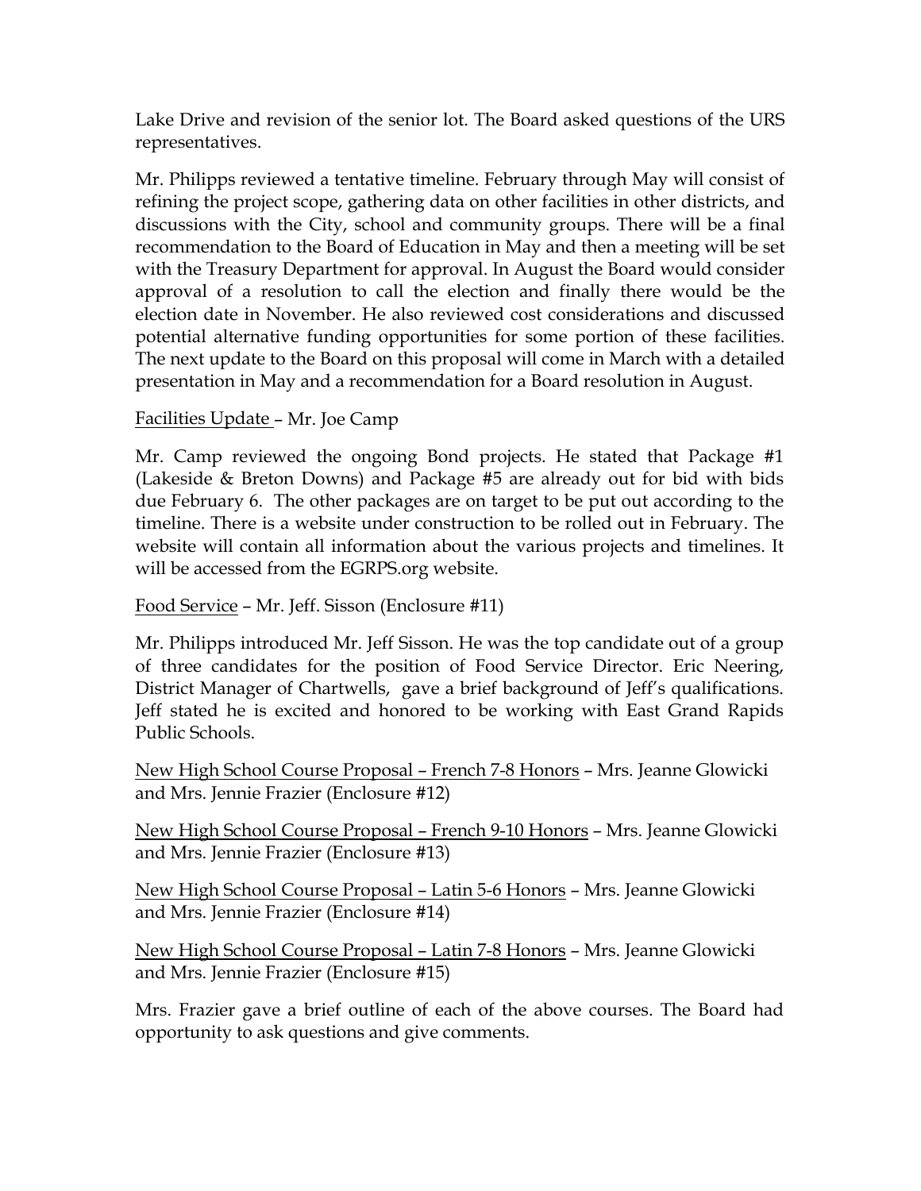Lake Drive and revision of the senior lot. The Board asked questions of the URS representatives.

Mr. Philipps reviewed a tentative timeline. February through May will consist of refining the project scope, gathering data on other facilities in other districts, and discussions with the City, school and community groups. There will be a final recommendation to the Board of Education in May and then a meeting will be set with the Treasury Department for approval. In August the Board would consider approval of a resolution to call the election and finally there would be the election date in November. He also reviewed cost considerations and discussed potential alternative funding opportunities for some portion of these facilities. The next update to the Board on this proposal will come in March with a detailed presentation in May and a recommendation for a Board resolution in August.

<u>Facilities Update</u> – Mr. Joe Camp

Mr. Camp reviewed the ongoing Bond projects. He stated that Package #1 (Lakeside & Breton Downs) and Package #5 are already out for bid with bids due February 6. The other packages are on target to be put out according to the timeline. There is a website under construction to be rolled out in February. The website will contain all information about the various projects and timelines. It will be accessed from the EGRPS.org website.

<u>Food Service</u> – Mr. Jeff. Sisson (Enclosure #11)

Mr. Philipps introduced Mr. Jeff Sisson. He was the top candidate out of a group of three candidates for the position of Food Service Director. Eric Neering, District Manager of Chartwells, gave a brief background of Jeff's qualifications. Jeff stated he is excited and honored to be working with East Grand Rapids Public Schools.

<u>New High School Course Proposal – French 7-8 Honors</u> – Mrs. Jeanne Glowicki and Mrs. Jennie Frazier (Enclosure #12)

<u>New High School Course Proposal – French 9-10 Honors</u> – Mrs. Jeanne Glowicki and Mrs. Jennie Frazier (Enclosure #13)

<u>New High School Course Proposal – Latin 5-6 Honors</u> – Mrs. Jeanne Glowicki and Mrs. Jennie Frazier (Enclosure #14)

<u>New High School Course Proposal – Latin 7-8 Honors</u> – Mrs. Jeanne Glowicki and Mrs. Jennie Frazier (Enclosure #15)

Mrs. Frazier gave a brief outline of each of the above courses. The Board had opportunity to ask questions and give comments.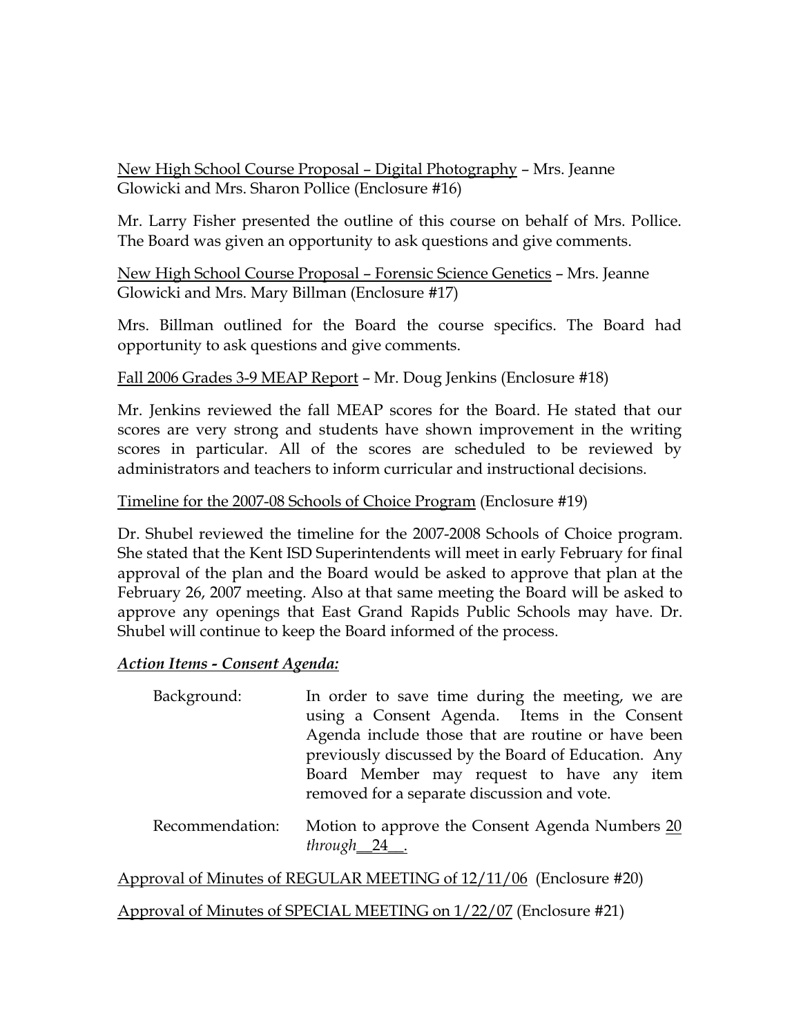New High School Course Proposal – Digital Photography – Mrs. Jeanne Glowicki and Mrs. Sharon Pollice (Enclosure #16)

Mr. Larry Fisher presented the outline of this course on behalf of Mrs. Pollice. The Board was given an opportunity to ask questions and give comments.

New High School Course Proposal – Forensic Science Genetics – Mrs. Jeanne Glowicki and Mrs. Mary Billman (Enclosure #17)

Mrs. Billman outlined for the Board the course specifics. The Board had opportunity to ask questions and give comments.

Fall 2006 Grades 3-9 MEAP Report – Mr. Doug Jenkins (Enclosure #18)

Mr. Jenkins reviewed the fall MEAP scores for the Board. He stated that our scores are very strong and students have shown improvement in the writing scores in particular. All of the scores are scheduled to be reviewed by administrators and teachers to inform curricular and instructional decisions.

Timeline for the 2007-08 Schools of Choice Program (Enclosure #19)

Dr. Shubel reviewed the timeline for the 2007-2008 Schools of Choice program. She stated that the Kent ISD Superintendents will meet in early February for final approval of the plan and the Board would be asked to approve that plan at the February 26, 2007 meeting. Also at that same meeting the Board will be asked to approve any openings that East Grand Rapids Public Schools may have. Dr. Shubel will continue to keep the Board informed of the process.

***Action Items - Consent Agenda:***

Background: In order to save time during the meeting, we are using a Consent Agenda. Items in the Consent Agenda include those that are routine or have been previously discussed by the Board of Education. Any Board Member may request to have any item removed for a separate discussion and vote.

Recommendation: Motion to approve the Consent Agenda Numbers 20 *through* 24.

Approval of Minutes of REGULAR MEETING of 12/11/06 (Enclosure #20)

Approval of Minutes of SPECIAL MEETING on 1/22/07 (Enclosure #21)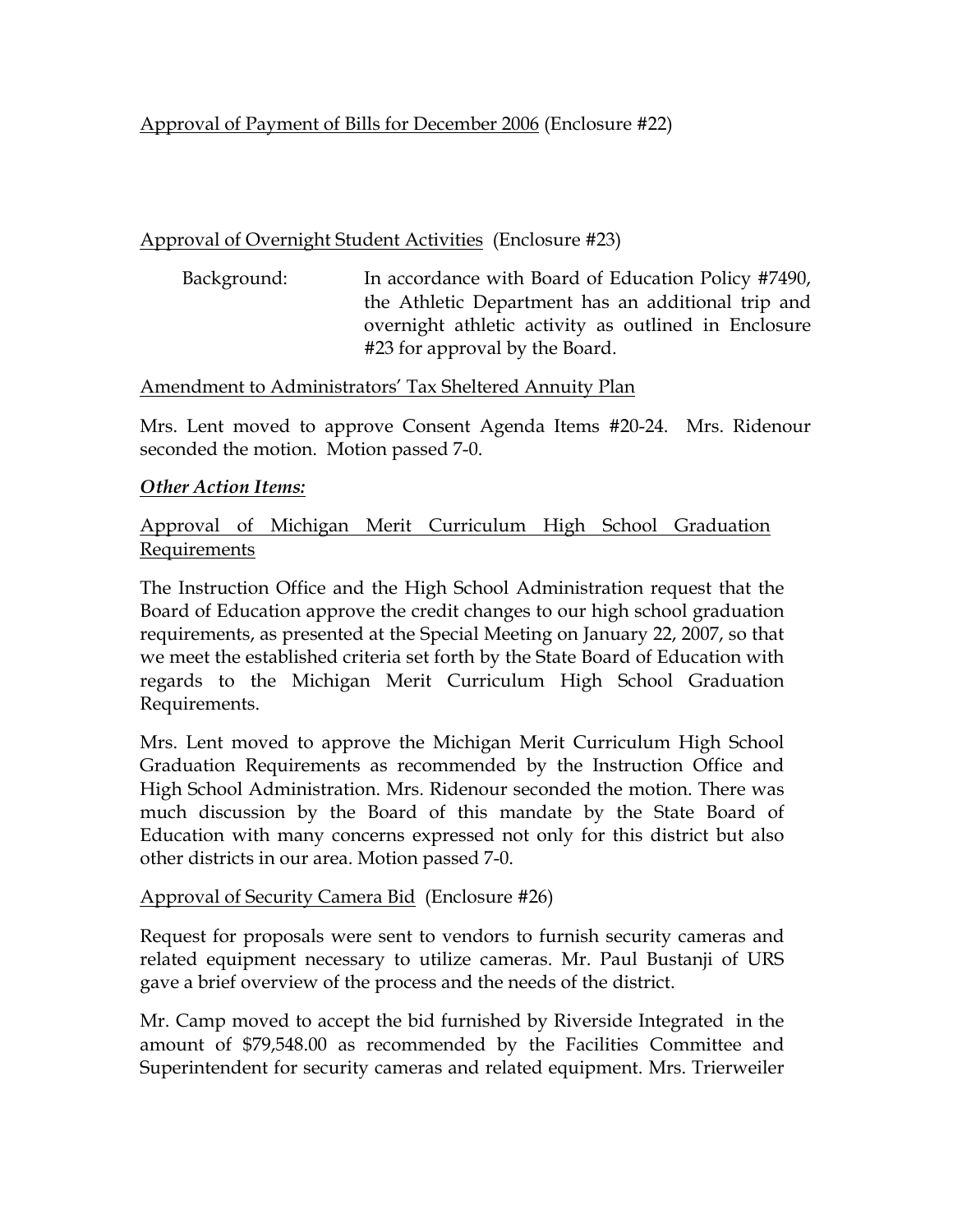Approval of Payment of Bills for December 2006 (Enclosure #22)

Approval of Overnight Student Activities (Enclosure #23)

Background: In accordance with Board of Education Policy #7490, the Athletic Department has an additional trip and overnight athletic activity as outlined in Enclosure #23 for approval by the Board.

Amendment to Administrators' Tax Sheltered Annuity Plan

Mrs. Lent moved to approve Consent Agenda Items #20-24. Mrs. Ridenour seconded the motion. Motion passed 7-0.

***Other Action Items:***

Approval of Michigan Merit Curriculum High School Graduation Requirements

The Instruction Office and the High School Administration request that the Board of Education approve the credit changes to our high school graduation requirements, as presented at the Special Meeting on January 22, 2007, so that we meet the established criteria set forth by the State Board of Education with regards to the Michigan Merit Curriculum High School Graduation Requirements.

Mrs. Lent moved to approve the Michigan Merit Curriculum High School Graduation Requirements as recommended by the Instruction Office and High School Administration. Mrs. Ridenour seconded the motion. There was much discussion by the Board of this mandate by the State Board of Education with many concerns expressed not only for this district but also other districts in our area. Motion passed 7-0.

Approval of Security Camera Bid (Enclosure #26)

Request for proposals were sent to vendors to furnish security cameras and related equipment necessary to utilize cameras. Mr. Paul Bustanji of URS gave a brief overview of the process and the needs of the district.

Mr. Camp moved to accept the bid furnished by Riverside Integrated in the amount of $79,548.00 as recommended by the Facilities Committee and Superintendent for security cameras and related equipment. Mrs. Trierweiler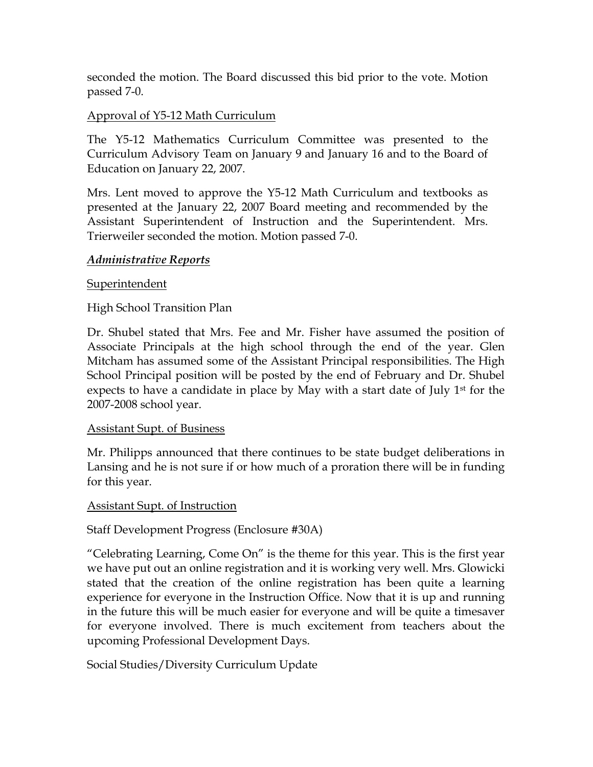seconded the motion. The Board discussed this bid prior to the vote. Motion passed 7-0.

Approval of Y5-12 Math Curriculum

The Y5-12 Mathematics Curriculum Committee was presented to the Curriculum Advisory Team on January 9 and January 16 and to the Board of Education on January 22, 2007.

Mrs. Lent moved to approve the Y5-12 Math Curriculum and textbooks as presented at the January 22, 2007 Board meeting and recommended by the Assistant Superintendent of Instruction and the Superintendent. Mrs. Trierweiler seconded the motion. Motion passed 7-0.

***Administrative Reports***

Superintendent

High School Transition Plan

Dr. Shubel stated that Mrs. Fee and Mr. Fisher have assumed the position of Associate Principals at the high school through the end of the year. Glen Mitcham has assumed some of the Assistant Principal responsibilities. The High School Principal position will be posted by the end of February and Dr. Shubel expects to have a candidate in place by May with a start date of July 1st for the 2007-2008 school year.

Assistant Supt. of Business

Mr. Philipps announced that there continues to be state budget deliberations in Lansing and he is not sure if or how much of a proration there will be in funding for this year.

Assistant Supt. of Instruction

Staff Development Progress (Enclosure #30A)

"Celebrating Learning, Come On" is the theme for this year. This is the first year we have put out an online registration and it is working very well. Mrs. Glowicki stated that the creation of the online registration has been quite a learning experience for everyone in the Instruction Office. Now that it is up and running in the future this will be much easier for everyone and will be quite a timesaver for everyone involved. There is much excitement from teachers about the upcoming Professional Development Days.

Social Studies/Diversity Curriculum Update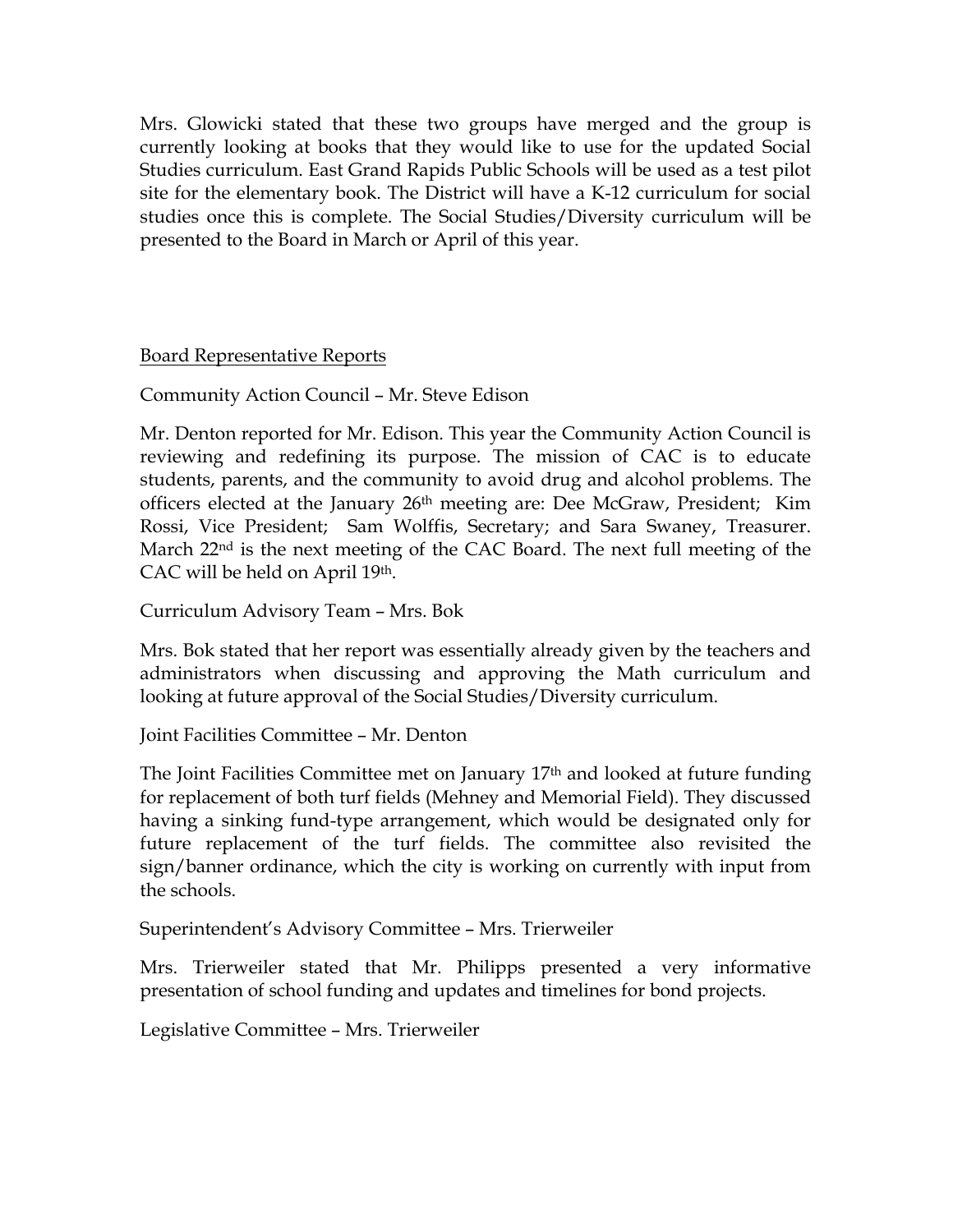Mrs. Glowicki stated that these two groups have merged and the group is currently looking at books that they would like to use for the updated Social Studies curriculum. East Grand Rapids Public Schools will be used as a test pilot site for the elementary book. The District will have a K-12 curriculum for social studies once this is complete. The Social Studies/Diversity curriculum will be presented to the Board in March or April of this year.

## Board Representative Reports

Community Action Council – Mr. Steve Edison

Mr. Denton reported for Mr. Edison. This year the Community Action Council is reviewing and redefining its purpose. The mission of CAC is to educate students, parents, and the community to avoid drug and alcohol problems. The officers elected at the January 26th meeting are: Dee McGraw, President; Kim Rossi, Vice President; Sam Wolffis, Secretary; and Sara Swaney, Treasurer. March 22nd is the next meeting of the CAC Board. The next full meeting of the CAC will be held on April 19th.

Curriculum Advisory Team – Mrs. Bok

Mrs. Bok stated that her report was essentially already given by the teachers and administrators when discussing and approving the Math curriculum and looking at future approval of the Social Studies/Diversity curriculum.

Joint Facilities Committee – Mr. Denton

The Joint Facilities Committee met on January 17th and looked at future funding for replacement of both turf fields (Mehney and Memorial Field). They discussed having a sinking fund-type arrangement, which would be designated only for future replacement of the turf fields. The committee also revisited the sign/banner ordinance, which the city is working on currently with input from the schools.

Superintendent's Advisory Committee – Mrs. Trierweiler

Mrs. Trierweiler stated that Mr. Philipps presented a very informative presentation of school funding and updates and timelines for bond projects.

Legislative Committee – Mrs. Trierweiler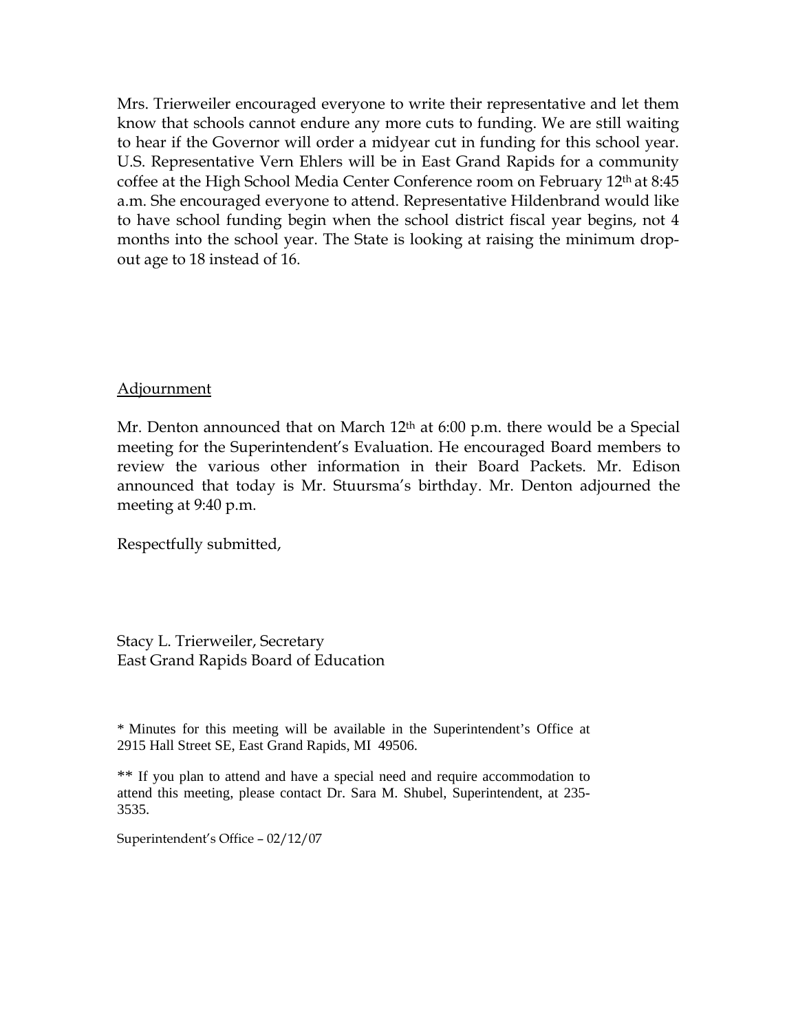Mrs. Trierweiler encouraged everyone to write their representative and let them know that schools cannot endure any more cuts to funding. We are still waiting to hear if the Governor will order a midyear cut in funding for this school year. U.S. Representative Vern Ehlers will be in East Grand Rapids for a community coffee at the High School Media Center Conference room on February 12th at 8:45 a.m. She encouraged everyone to attend. Representative Hildenbrand would like to have school funding begin when the school district fiscal year begins, not 4 months into the school year. The State is looking at raising the minimum drop-out age to 18 instead of 16.

<u>Adjournment</u>

Mr. Denton announced that on March 12th at 6:00 p.m. there would be a Special meeting for the Superintendent's Evaluation. He encouraged Board members to review the various other information in their Board Packets. Mr. Edison announced that today is Mr. Stuursma's birthday. Mr. Denton adjourned the meeting at 9:40 p.m.

Respectfully submitted,

Stacy L. Trierweiler, Secretary
East Grand Rapids Board of Education

* Minutes for this meeting will be available in the Superintendent's Office at 2915 Hall Street SE, East Grand Rapids, MI 49506.

** If you plan to attend and have a special need and require accommodation to attend this meeting, please contact Dr. Sara M. Shubel, Superintendent, at 235-3535.

Superintendent's Office – 02/12/07